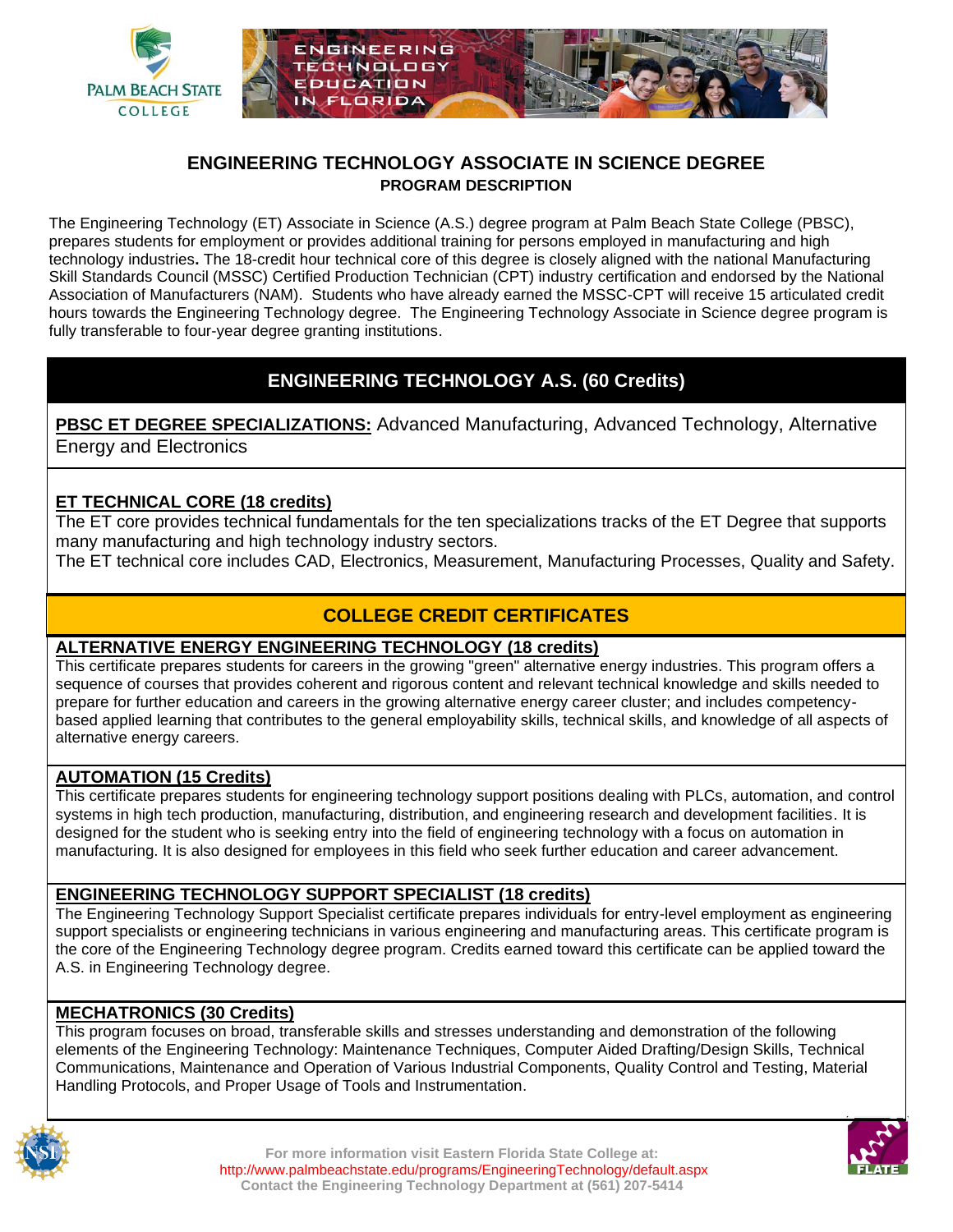# ENGINEERING TECHNOLOGY ASSOCIATE IN SCIENCE DEGREE

## PROGRAM DESCRIPTION

The Engineering Technology (ET) Associate in Science (A.S.) degree program at Palm Beach State College (PBSC), prepares students for employment or provides additional training for persons employed in manufacturing and high technology industries**.** The 18-credit hour technical core of this degree is closely aligned with the national Manufacturing Skill Standards Council (MSSC) Certified Production Technician (CPT) industry certification and endorsed by the National Association of Manufacturers (NAM). Students who have already earned the MSSC-CPT will receive 15 articulated credit hours towards the Engineering Technology degree. The Engineering Technology Associate in Science degree program is fully transferable to four-year degree granting institutions.

## ENGINEERING TECHNOLOGY A.S. (60 Credits)

**PBSC ET DEGREE SPECIALIZATIONS:** Advanced Manufacturing, Advanced Technology, Alternative Energy and Electronics

### ET TECHNICAL CORE (18 credits)

The ET core provides technical fundamentals for the ten specializations tracks of the ET Degree that supports many manufacturing and high technology industry sectors.

The ET technical core includes CAD, Electronics, Measurement, Manufacturing Processes, Quality and Safety.

## COLLEGE CREDIT CERTIFICATES

### ALTERNATIVE ENERGY ENGINEERING TECHNOLOGY (18 credits)

This certificate prepares students for careers in the growing "green" alternative energy industries. This program offers a sequence of courses that provides coherent and rigorous content and relevant technical knowledge and skills needed to prepare for further education and careers in the growing alternative energy career cluster; and includes competency-based applied learning that contributes to the general employability skills, technical skills, and knowledge of all aspects of alternative energy careers.

### AUTOMATION (15 Credits)

This certificate prepares students for engineering technology support positions dealing with PLCs, automation, and control systems in high tech production, manufacturing, distribution, and engineering research and development facilities. It is designed for the student who is seeking entry into the field of engineering technology with a focus on automation in manufacturing. It is also designed for employees in this field who seek further education and career advancement.

### ENGINEERING TECHNOLOGY SUPPORT SPECIALIST (18 credits)

The Engineering Technology Support Specialist certificate prepares individuals for entry-level employment as engineering support specialists or engineering technicians in various engineering and manufacturing areas. This certificate program is the core of the Engineering Technology degree program. Credits earned toward this certificate can be applied toward the A.S. in Engineering Technology degree.

### MECHATRONICS (30 Credits)

This program focuses on broad, transferable skills and stresses understanding and demonstration of the following elements of the Engineering Technology: Maintenance Techniques, Computer Aided Drafting/Design Skills, Technical Communications, Maintenance and Operation of Various Industrial Components, Quality Control and Testing, Material Handling Protocols, and Proper Usage of Tools and Instrumentation.

For more information visit Eastern Florida State College at:
http://www.palmbeachstate.edu/programs/EngineeringTechnology/default.aspx
Contact the Engineering Technology Department at (561) 207-5414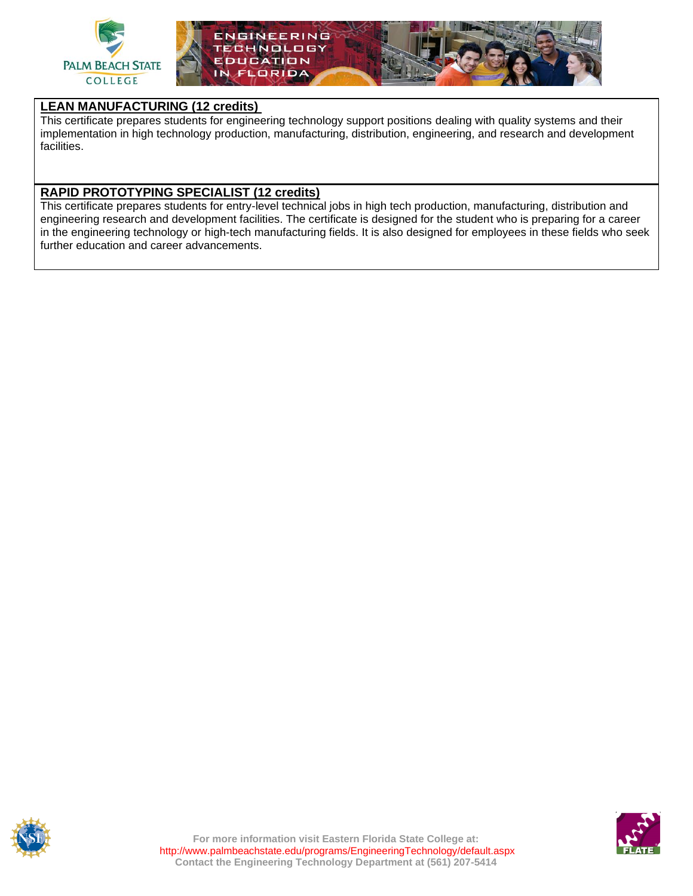## LEAN MANUFACTURING (12 credits)

This certificate prepares students for engineering technology support positions dealing with quality systems and their implementation in high technology production, manufacturing, distribution, engineering, and research and development facilities.

## RAPID PROTOTYPING SPECIALIST (12 credits)

This certificate prepares students for entry-level technical jobs in high tech production, manufacturing, distribution and engineering research and development facilities. The certificate is designed for the student who is preparing for a career in the engineering technology or high-tech manufacturing fields. It is also designed for employees in these fields who seek further education and career advancements.

For more information visit Eastern Florida State College at:
http://www.palmbeachstate.edu/programs/EngineeringTechnology/default.aspx
Contact the Engineering Technology Department at (561) 207-5414